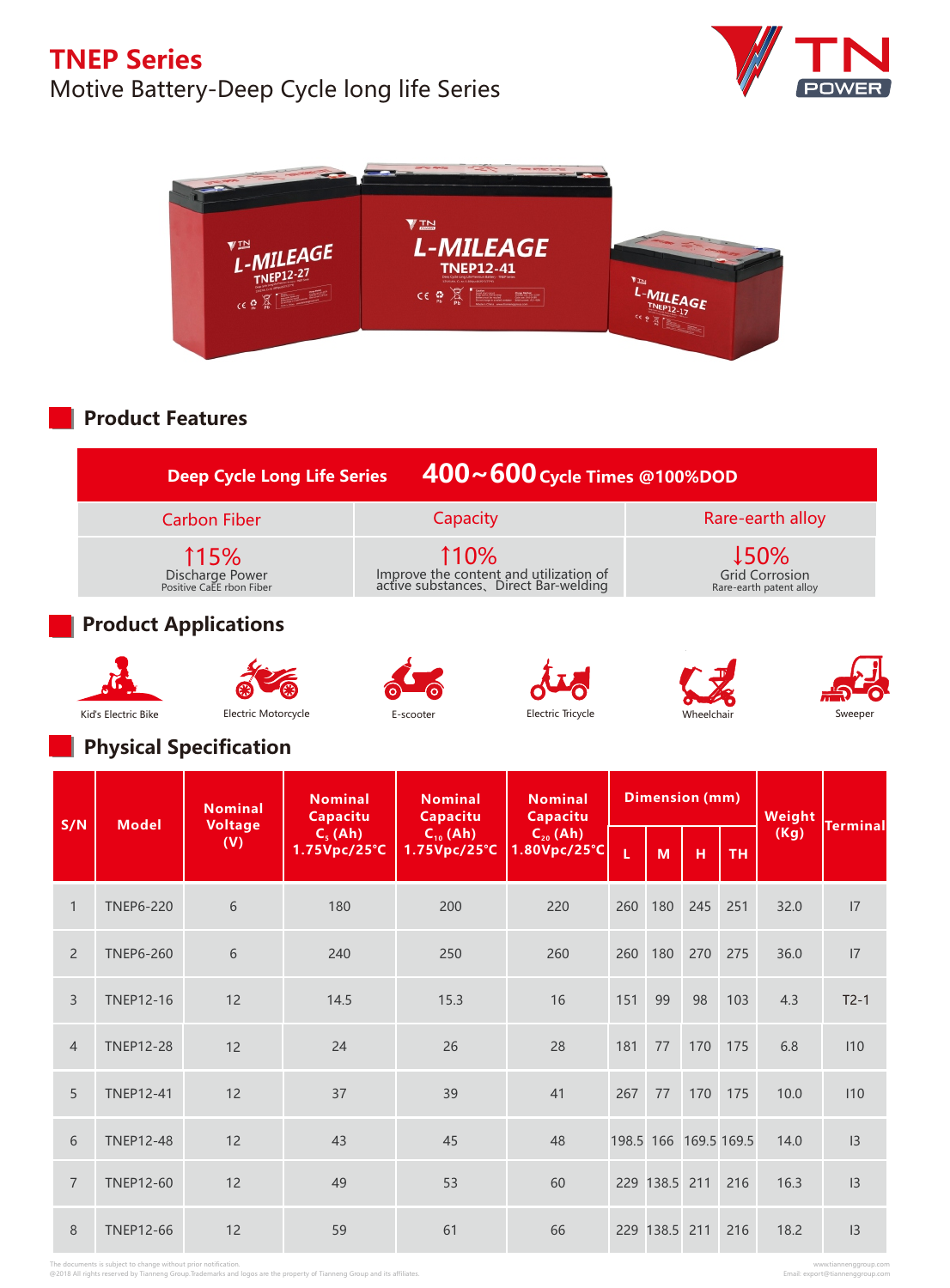# TNEP Series

Motive Battery-Deep Cycle long life Series

## Product Features

| Deep Cycle Long Life Series | 400~600 Cycle Times @100%DOD | |
|---|---|---|
| Carbon Fiber | Capacity | Rare-earth alloy |
| ↑15%<br>Discharge Power<br>Positive CaEE rbon Fiber | ↑10%<br>Improve the content and utilization of active substances、Direct Bar-welding | ↓50%<br>Grid Corrosion<br>Rare-earth patent alloy |

## Product Applications

- Kid's Electric Bike
- Electric Motorcycle
- E-scooter
- Electric Tricycle
- Wheelchair
- Sweeper

## Physical Specification

| S/N | Model | Nominal Voltage (V) | Nominal Capacitu $C_5$ (Ah) 1.75Vpc/25°C | Nominal Capacitu $C_{10}$ (Ah) 1.75Vpc/25°C | Nominal Capacitu $C_{20}$ (Ah) 1.80Vpc/25°C | Dimension (mm) | | | | Weight (Kg) | Terminal |
|---|---|---|---|---|---|---|---|---|---|---|---|
| | | | | | | L | M | H | TH | | |
| 1 | TNEP6-220 | 6 | 180 | 200 | 220 | 260 | 180 | 245 | 251 | 32.0 | I7 |
| 2 | TNEP6-260 | 6 | 240 | 250 | 260 | 260 | 180 | 270 | 275 | 36.0 | I7 |
| 3 | TNEP12-16 | 12 | 14.5 | 15.3 | 16 | 151 | 99 | 98 | 103 | 4.3 | T2-1 |
| 4 | TNEP12-28 | 12 | 24 | 26 | 28 | 181 | 77 | 170 | 175 | 6.8 | I10 |
| 5 | TNEP12-41 | 12 | 37 | 39 | 41 | 267 | 77 | 170 | 175 | 10.0 | I10 |
| 6 | TNEP12-48 | 12 | 43 | 45 | 48 | 198.5 | 166 | 169.5 | 169.5 | 14.0 | I3 |
| 7 | TNEP12-60 | 12 | 49 | 53 | 60 | 229 | 138.5 | 211 | 216 | 16.3 | I3 |
| 8 | TNEP12-66 | 12 | 59 | 61 | 66 | 229 | 138.5 | 211 | 216 | 18.2 | I3 |

The documents is subject to change without prior notification.
@2018 All rights reserved by Tianneng Group.Trademarks and logos are the property of Tianneng Group and its affiliates.

www.tiannenggroup.com
Email: export@tiannenggroup.com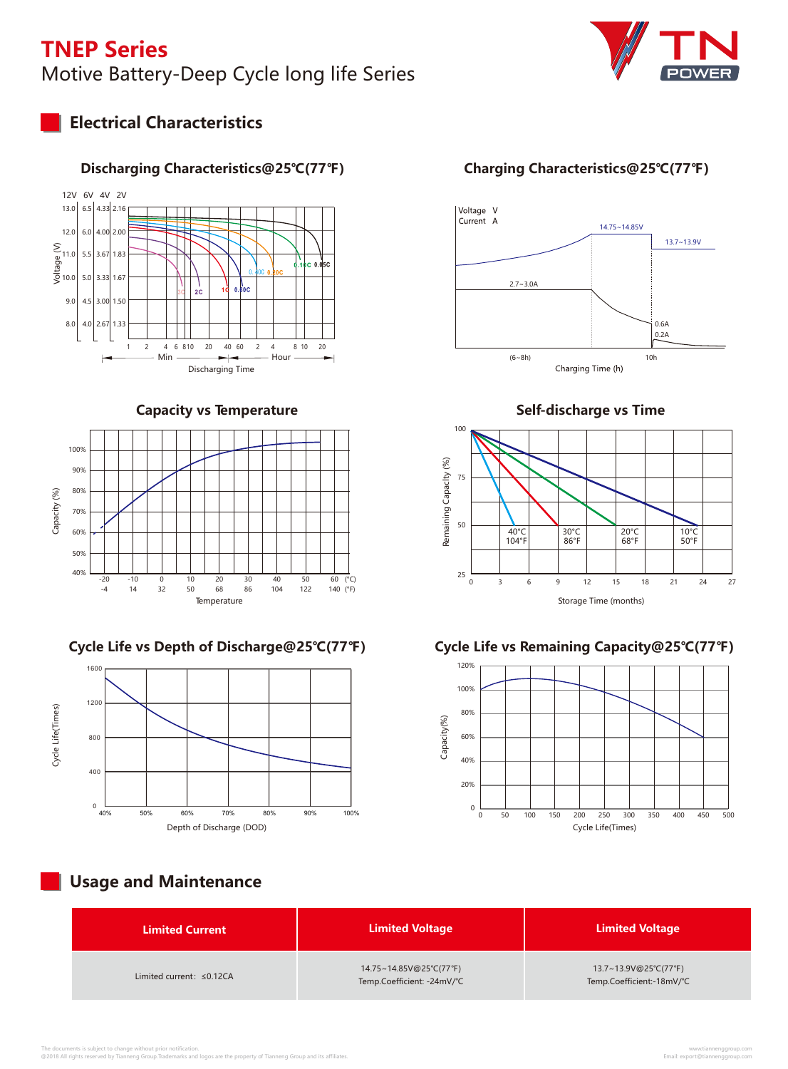# TNEP Series

Motive Battery-Deep Cycle long life Series

## Electrical Characteristics

### Discharging Characteristics@25℃(77℉)

12V 6V 4V 2V
13.0 6.5 4.33 2.16
12.0 6.0 4.00 2.00
11.0 5.5 3.67 1.83
10.0 5.0 3.33 1.67
9.0 4.5 3.00 1.50
8.0 4.0 2.67 1.33

Voltage (V)

3C 2C 1C 0.60C 0.40C 0.30C 0.10C 0.05C

1 2 4 6 8 10 20 40 60 2 4 8 10 20

Min Hour

Discharging Time

### Charging Characteristics@25℃(77℉)

Voltage V
Current A

14.75~14.85V
13.7~13.9V
2.7~3.0A
0.6A
0.2A

(6~8h) 10h

Charging Time (h)

### Capacity vs Temperature

Capacity (%)

100% 90% 80% 70% 60% 50% 40%

-20 -10 0 10 20 30 40 50 60 (℃)
-4 14 32 50 68 86 104 122 140 (℉)

Temperature

### Self-discharge vs Time

Remaining Capacity (%)

100 75 50 25

40°C 104°F
30°C 86°F
20°C 68°F
10°C 50°F

0 3 6 9 12 15 18 21 24 27

Storage Time (months)

### Cycle Life vs Depth of Discharge@25℃(77℉)

Cycle Life(Times)

1600 1200 800 400 0

40% 50% 60% 70% 80% 90% 100%

Depth of Discharge (DOD)

### Cycle Life vs Remaining Capacity@25℃(77℉)

Capacity(%)

120% 100% 80% 60% 40% 20% 0

0 50 100 150 200 250 300 350 400 450 500

Cycle Life(Times)

## Usage and Maintenance

| Limited Current | Limited Voltage | Limited Voltage |
|---|---|---|
| Limited current：≤0.12CA | 14.75~14.85V@25℃(77℉)<br>Temp.Coefficient: -24mV/℃ | 13.7~13.9V@25℃(77℉)<br>Temp.Coefficient:-18mV/℃ |

The documents is subject to change without prior notification.
@2018 All rights reserved by Tianneng Group.Trademarks and logos are the property of Tianneng Group and its affiliates.

www.tiannenggroup.com
Email: export@tiannenggroup.com